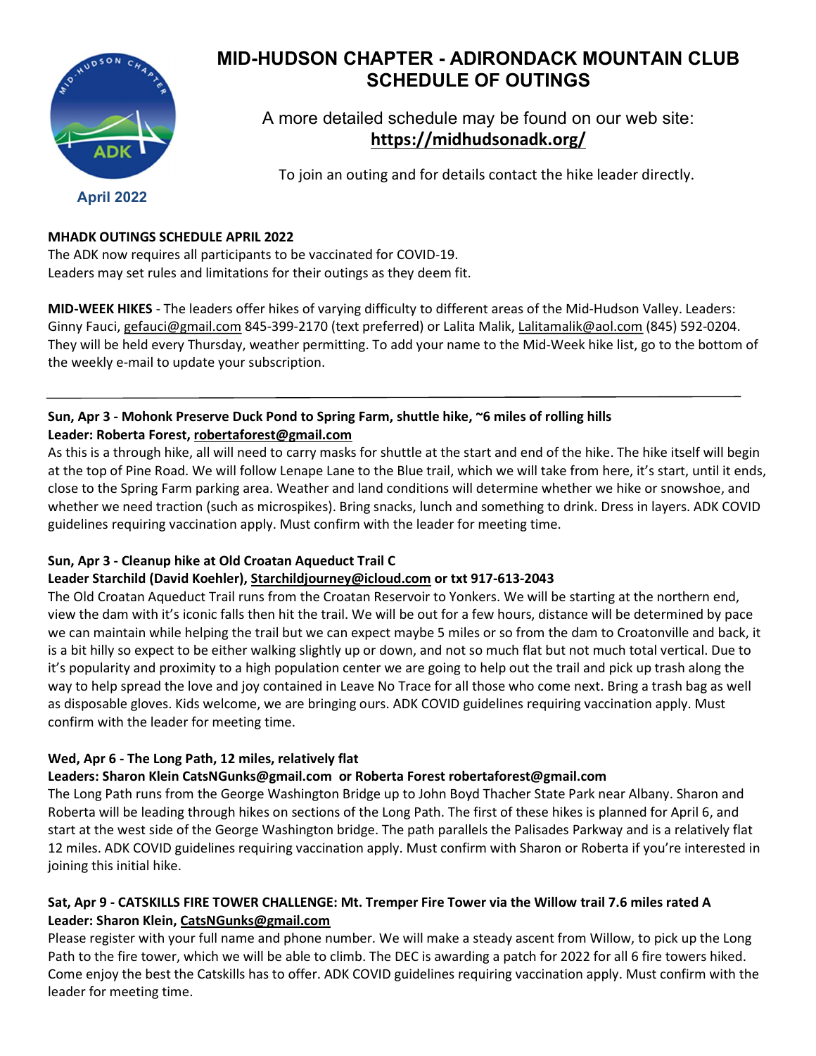# MID-HUDSON CHAPTER - ADIRONDACK MOUNTAIN CLUB SCHEDULE OF OUTINGS

A more detailed schedule may be found on our web site: **https://midhudsonadk.org/**

To join an outing and for details contact the hike leader directly.

**April 2022**

**MHADK OUTINGS SCHEDULE APRIL 2022**

The ADK now requires all participants to be vaccinated for COVID-19.
Leaders may set rules and limitations for their outings as they deem fit.

**MID-WEEK HIKES** - The leaders offer hikes of varying difficulty to different areas of the Mid-Hudson Valley. Leaders: Ginny Fauci, gefauci@gmail.com 845-399-2170 (text preferred) or Lalita Malik, Lalitamalik@aol.com (845) 592-0204. They will be held every Thursday, weather permitting. To add your name to the Mid-Week hike list, go to the bottom of the weekly e-mail to update your subscription.

---

**Sun, Apr 3 - Mohonk Preserve Duck Pond to Spring Farm, shuttle hike, ~6 miles of rolling hills**
**Leader: Roberta Forest, robertaforest@gmail.com**

As this is a through hike, all will need to carry masks for shuttle at the start and end of the hike. The hike itself will begin at the top of Pine Road. We will follow Lenape Lane to the Blue trail, which we will take from here, it's start, until it ends, close to the Spring Farm parking area. Weather and land conditions will determine whether we hike or snowshoe, and whether we need traction (such as microspikes). Bring snacks, lunch and something to drink. Dress in layers. ADK COVID guidelines requiring vaccination apply. Must confirm with the leader for meeting time.

**Sun, Apr 3 - Cleanup hike at Old Croatan Aqueduct Trail C**
**Leader Starchild (David Koehler), Starchildjourney@icloud.com or txt 917-613-2043**

The Old Croatan Aqueduct Trail runs from the Croatan Reservoir to Yonkers. We will be starting at the northern end, view the dam with it's iconic falls then hit the trail. We will be out for a few hours, distance will be determined by pace we can maintain while helping the trail but we can expect maybe 5 miles or so from the dam to Croatonville and back, it is a bit hilly so expect to be either walking slightly up or down, and not so much flat but not much total vertical. Due to it's popularity and proximity to a high population center we are going to help out the trail and pick up trash along the way to help spread the love and joy contained in Leave No Trace for all those who come next. Bring a trash bag as well as disposable gloves. Kids welcome, we are bringing ours. ADK COVID guidelines requiring vaccination apply. Must confirm with the leader for meeting time.

**Wed, Apr 6 - The Long Path, 12 miles, relatively flat**
**Leaders: Sharon Klein CatsNGunks@gmail.com or Roberta Forest robertaforest@gmail.com**

The Long Path runs from the George Washington Bridge up to John Boyd Thacher State Park near Albany. Sharon and Roberta will be leading through hikes on sections of the Long Path. The first of these hikes is planned for April 6, and start at the west side of the George Washington bridge. The path parallels the Palisades Parkway and is a relatively flat 12 miles. ADK COVID guidelines requiring vaccination apply. Must confirm with Sharon or Roberta if you're interested in joining this initial hike.

**Sat, Apr 9 - CATSKILLS FIRE TOWER CHALLENGE: Mt. Tremper Fire Tower via the Willow trail 7.6 miles rated A**
**Leader: Sharon Klein, CatsNGunks@gmail.com**

Please register with your full name and phone number. We will make a steady ascent from Willow, to pick up the Long Path to the fire tower, which we will be able to climb. The DEC is awarding a patch for 2022 for all 6 fire towers hiked. Come enjoy the best the Catskills has to offer. ADK COVID guidelines requiring vaccination apply. Must confirm with the leader for meeting time.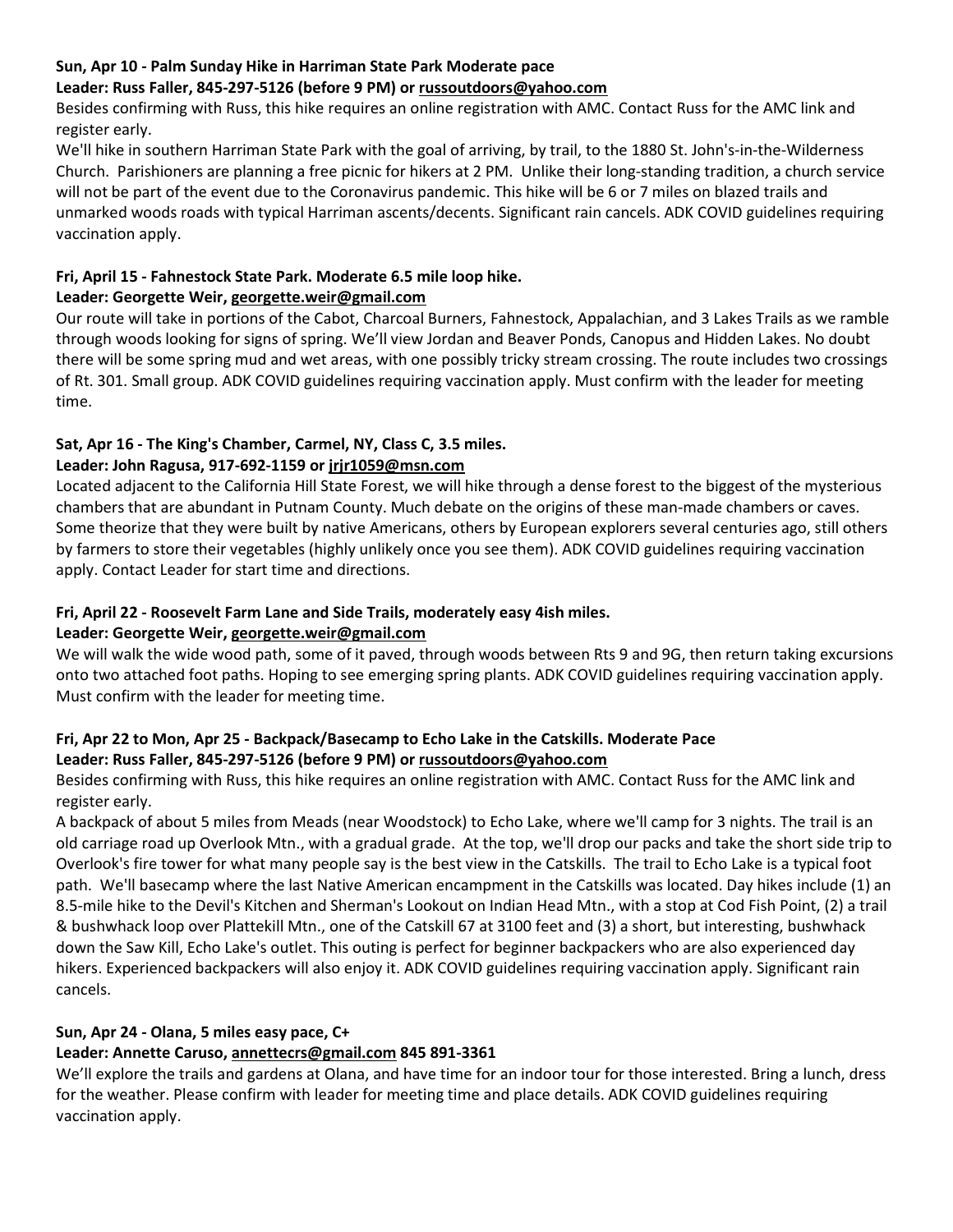**Sun, Apr 10 - Palm Sunday Hike in Harriman State Park Moderate pace**
**Leader: Russ Faller, 845-297-5126 (before 9 PM) or russoutdoors@yahoo.com**

Besides confirming with Russ, this hike requires an online registration with AMC. Contact Russ for the AMC link and register early.

We'll hike in southern Harriman State Park with the goal of arriving, by trail, to the 1880 St. John's-in-the-Wilderness Church. Parishioners are planning a free picnic for hikers at 2 PM. Unlike their long-standing tradition, a church service will not be part of the event due to the Coronavirus pandemic. This hike will be 6 or 7 miles on blazed trails and unmarked woods roads with typical Harriman ascents/decents. Significant rain cancels. ADK COVID guidelines requiring vaccination apply.

**Fri, April 15 - Fahnestock State Park. Moderate 6.5 mile loop hike.**
**Leader: Georgette Weir, georgette.weir@gmail.com**

Our route will take in portions of the Cabot, Charcoal Burners, Fahnestock, Appalachian, and 3 Lakes Trails as we ramble through woods looking for signs of spring. We'll view Jordan and Beaver Ponds, Canopus and Hidden Lakes. No doubt there will be some spring mud and wet areas, with one possibly tricky stream crossing. The route includes two crossings of Rt. 301. Small group. ADK COVID guidelines requiring vaccination apply. Must confirm with the leader for meeting time.

**Sat, Apr 16 - The King's Chamber, Carmel, NY, Class C, 3.5 miles.**
**Leader: John Ragusa, 917-692-1159 or jrjr1059@msn.com**

Located adjacent to the California Hill State Forest, we will hike through a dense forest to the biggest of the mysterious chambers that are abundant in Putnam County. Much debate on the origins of these man-made chambers or caves. Some theorize that they were built by native Americans, others by European explorers several centuries ago, still others by farmers to store their vegetables (highly unlikely once you see them). ADK COVID guidelines requiring vaccination apply. Contact Leader for start time and directions.

**Fri, April 22 - Roosevelt Farm Lane and Side Trails, moderately easy 4ish miles.**
**Leader: Georgette Weir, georgette.weir@gmail.com**

We will walk the wide wood path, some of it paved, through woods between Rts 9 and 9G, then return taking excursions onto two attached foot paths. Hoping to see emerging spring plants. ADK COVID guidelines requiring vaccination apply. Must confirm with the leader for meeting time.

**Fri, Apr 22 to Mon, Apr 25 - Backpack/Basecamp to Echo Lake in the Catskills. Moderate Pace**
**Leader: Russ Faller, 845-297-5126 (before 9 PM) or russoutdoors@yahoo.com**

Besides confirming with Russ, this hike requires an online registration with AMC. Contact Russ for the AMC link and register early.

A backpack of about 5 miles from Meads (near Woodstock) to Echo Lake, where we'll camp for 3 nights. The trail is an old carriage road up Overlook Mtn., with a gradual grade. At the top, we'll drop our packs and take the short side trip to Overlook's fire tower for what many people say is the best view in the Catskills. The trail to Echo Lake is a typical foot path. We'll basecamp where the last Native American encampment in the Catskills was located. Day hikes include (1) an 8.5-mile hike to the Devil's Kitchen and Sherman's Lookout on Indian Head Mtn., with a stop at Cod Fish Point, (2) a trail & bushwhack loop over Plattekill Mtn., one of the Catskill 67 at 3100 feet and (3) a short, but interesting, bushwhack down the Saw Kill, Echo Lake's outlet. This outing is perfect for beginner backpackers who are also experienced day hikers. Experienced backpackers will also enjoy it. ADK COVID guidelines requiring vaccination apply. Significant rain cancels.

**Sun, Apr 24 - Olana, 5 miles easy pace, C+**
**Leader: Annette Caruso, annettecrs@gmail.com 845 891-3361**

We'll explore the trails and gardens at Olana, and have time for an indoor tour for those interested. Bring a lunch, dress for the weather. Please confirm with leader for meeting time and place details. ADK COVID guidelines requiring vaccination apply.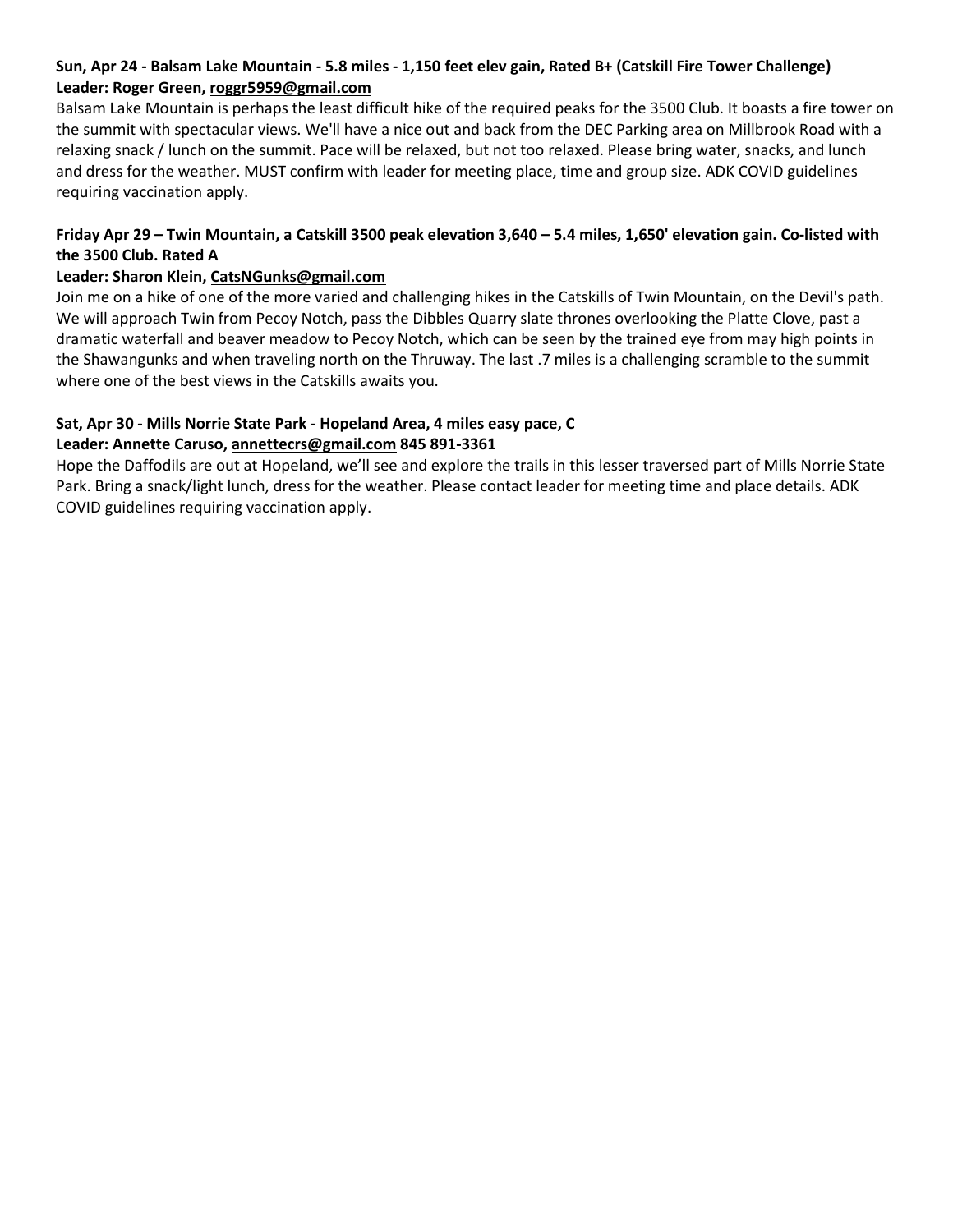**Sun, Apr 24 - Balsam Lake Mountain - 5.8 miles - 1,150 feet elev gain, Rated B+ (Catskill Fire Tower Challenge)**
**Leader: Roger Green, roggr5959@gmail.com**

Balsam Lake Mountain is perhaps the least difficult hike of the required peaks for the 3500 Club. It boasts a fire tower on the summit with spectacular views. We'll have a nice out and back from the DEC Parking area on Millbrook Road with a relaxing snack / lunch on the summit. Pace will be relaxed, but not too relaxed. Please bring water, snacks, and lunch and dress for the weather. MUST confirm with leader for meeting place, time and group size. ADK COVID guidelines requiring vaccination apply.

**Friday Apr 29 – Twin Mountain, a Catskill 3500 peak elevation 3,640 – 5.4 miles, 1,650' elevation gain. Co-listed with the 3500 Club. Rated A**
**Leader: Sharon Klein, CatsNGunks@gmail.com**

Join me on a hike of one of the more varied and challenging hikes in the Catskills of Twin Mountain, on the Devil's path. We will approach Twin from Pecoy Notch, pass the Dibbles Quarry slate thrones overlooking the Platte Clove, past a dramatic waterfall and beaver meadow to Pecoy Notch, which can be seen by the trained eye from may high points in the Shawangunks and when traveling north on the Thruway. The last .7 miles is a challenging scramble to the summit where one of the best views in the Catskills awaits you.

**Sat, Apr 30 - Mills Norrie State Park - Hopeland Area, 4 miles easy pace, C**
**Leader: Annette Caruso, annettecrs@gmail.com 845 891-3361**

Hope the Daffodils are out at Hopeland, we'll see and explore the trails in this lesser traversed part of Mills Norrie State Park. Bring a snack/light lunch, dress for the weather. Please contact leader for meeting time and place details. ADK COVID guidelines requiring vaccination apply.